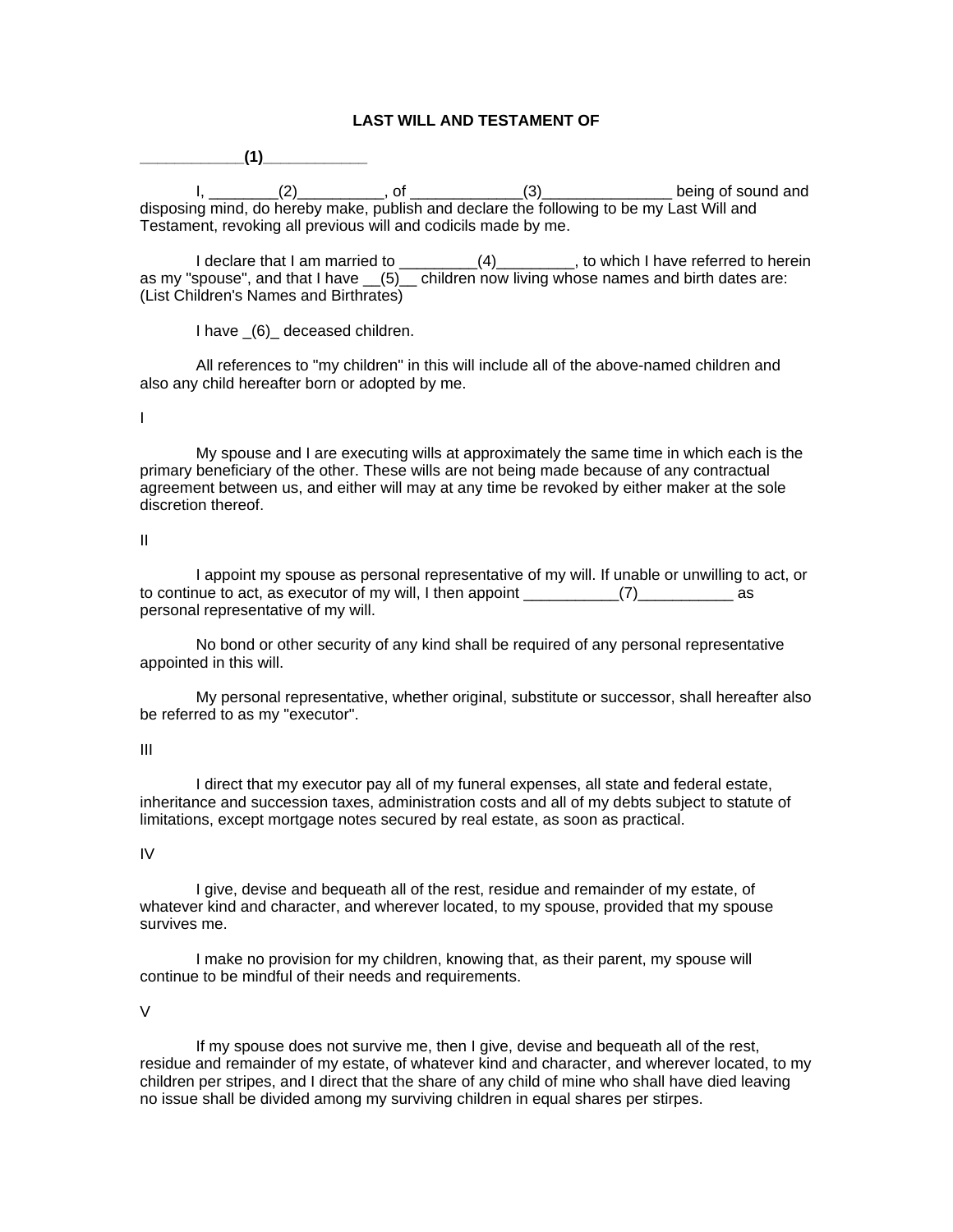# LAST WILL AND TESTAMENT OF

**___________(1)___________**

I, ________(2)__________, of _____________(3)_______________ being of sound and disposing mind, do hereby make, publish and declare the following to be my Last Will and Testament, revoking all previous will and codicils made by me.

I declare that I am married to _________(4)_________, to which I have referred to herein as my "spouse", and that I have __(5)__ children now living whose names and birth dates are: (List Children's Names and Birthrates)

I have _(6)_ deceased children.

All references to "my children" in this will include all of the above-named children and also any child hereafter born or adopted by me.

I

My spouse and I are executing wills at approximately the same time in which each is the primary beneficiary of the other. These wills are not being made because of any contractual agreement between us, and either will may at any time be revoked by either maker at the sole discretion thereof.

II

I appoint my spouse as personal representative of my will. If unable or unwilling to act, or to continue to act, as executor of my will, I then appoint ___________(7)___________ as personal representative of my will.

No bond or other security of any kind shall be required of any personal representative appointed in this will.

My personal representative, whether original, substitute or successor, shall hereafter also be referred to as my "executor".

III

I direct that my executor pay all of my funeral expenses, all state and federal estate, inheritance and succession taxes, administration costs and all of my debts subject to statute of limitations, except mortgage notes secured by real estate, as soon as practical.

IV

I give, devise and bequeath all of the rest, residue and remainder of my estate, of whatever kind and character, and wherever located, to my spouse, provided that my spouse survives me.

I make no provision for my children, knowing that, as their parent, my spouse will continue to be mindful of their needs and requirements.

V

If my spouse does not survive me, then I give, devise and bequeath all of the rest, residue and remainder of my estate, of whatever kind and character, and wherever located, to my children per stripes, and I direct that the share of any child of mine who shall have died leaving no issue shall be divided among my surviving children in equal shares per stirpes.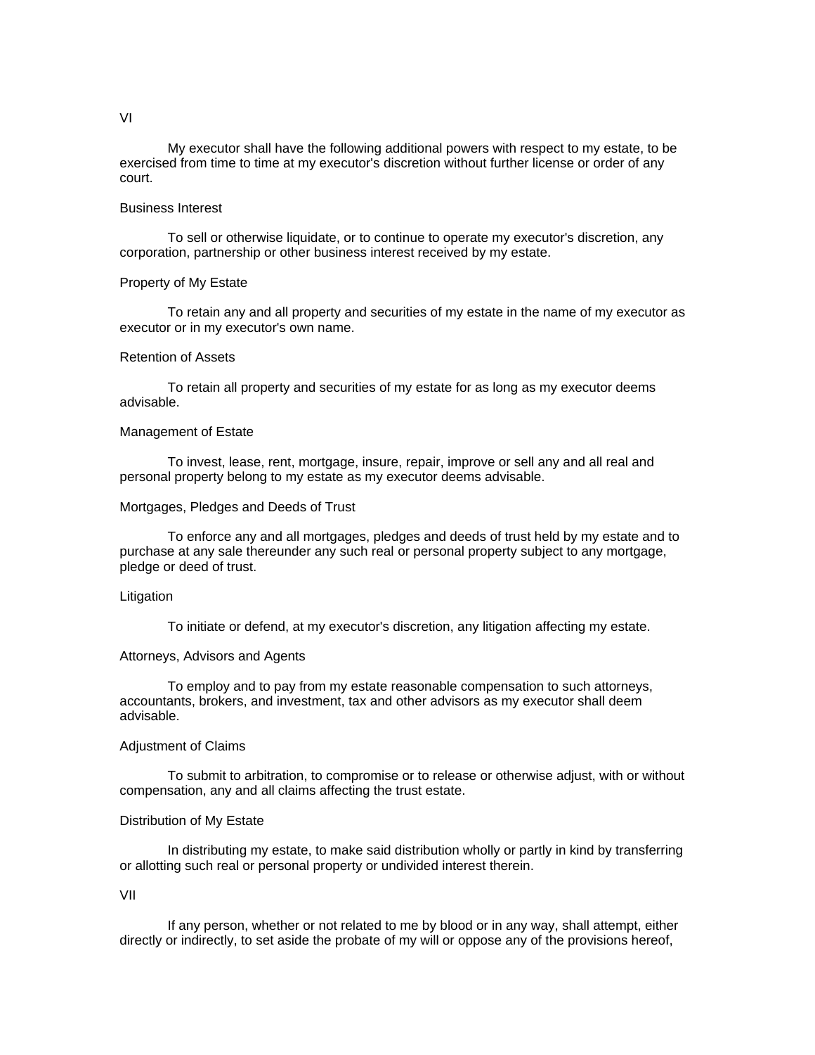VI

My executor shall have the following additional powers with respect to my estate, to be exercised from time to time at my executor's discretion without further license or order of any court.

Business Interest

To sell or otherwise liquidate, or to continue to operate my executor's discretion, any corporation, partnership or other business interest received by my estate.

Property of My Estate

To retain any and all property and securities of my estate in the name of my executor as executor or in my executor's own name.

Retention of Assets

To retain all property and securities of my estate for as long as my executor deems advisable.

Management of Estate

To invest, lease, rent, mortgage, insure, repair, improve or sell any and all real and personal property belong to my estate as my executor deems advisable.

Mortgages, Pledges and Deeds of Trust

To enforce any and all mortgages, pledges and deeds of trust held by my estate and to purchase at any sale thereunder any such real or personal property subject to any mortgage, pledge or deed of trust.

Litigation

To initiate or defend, at my executor's discretion, any litigation affecting my estate.

Attorneys, Advisors and Agents

To employ and to pay from my estate reasonable compensation to such attorneys, accountants, brokers, and investment, tax and other advisors as my executor shall deem advisable.

Adjustment of Claims

To submit to arbitration, to compromise or to release or otherwise adjust, with or without compensation, any and all claims affecting the trust estate.

Distribution of My Estate

In distributing my estate, to make said distribution wholly or partly in kind by transferring or allotting such real or personal property or undivided interest therein.

VII

If any person, whether or not related to me by blood or in any way, shall attempt, either directly or indirectly, to set aside the probate of my will or oppose any of the provisions hereof,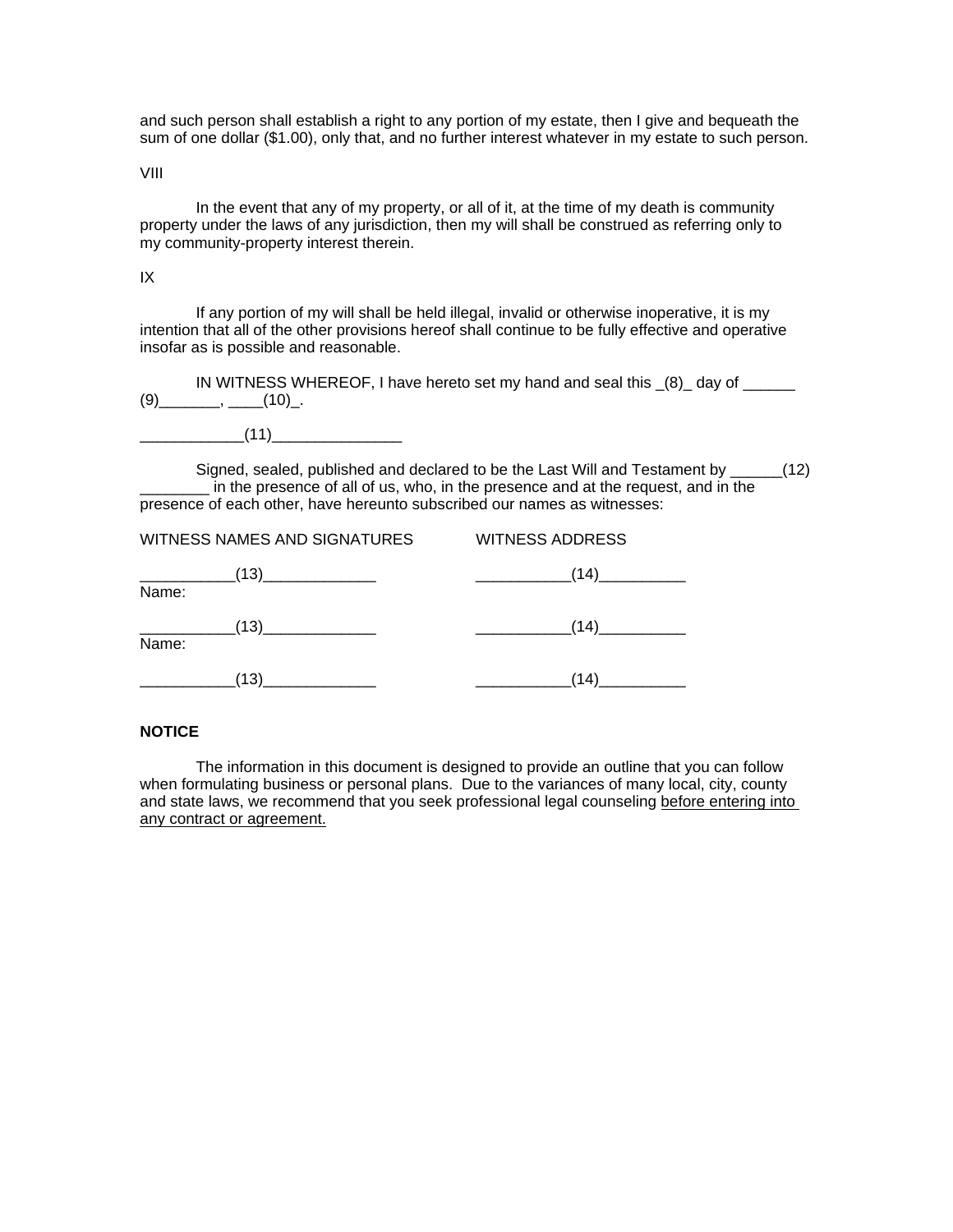and such person shall establish a right to any portion of my estate, then I give and bequeath the sum of one dollar ($1.00), only that, and no further interest whatever in my estate to such person.

VIII

In the event that any of my property, or all of it, at the time of my death is community property under the laws of any jurisdiction, then my will shall be construed as referring only to my community-property interest therein.

IX

If any portion of my will shall be held illegal, invalid or otherwise inoperative, it is my intention that all of the other provisions hereof shall continue to be fully effective and operative insofar as is possible and reasonable.

IN WITNESS WHEREOF, I have hereto set my hand and seal this _(8)_ day of ______ (9)_______, ____(10)_.

____________(11)_______________

Signed, sealed, published and declared to be the Last Will and Testament by ______(12) ________ in the presence of all of us, who, in the presence and at the request, and in the presence of each other, have hereunto subscribed our names as witnesses:

| WITNESS NAMES AND SIGNATURES | WITNESS ADDRESS |
|---|---|
| ___________(13)_____________ <br> Name: | ___________(14)__________ |
| ___________(13)_____________ <br> Name: | ___________(14)__________ |
| ___________(13)_____________ | ___________(14)__________ |

**NOTICE**

The information in this document is designed to provide an outline that you can follow when formulating business or personal plans. Due to the variances of many local, city, county and state laws, we recommend that you seek professional legal counseling <u>before entering into any contract or agreement.</u>